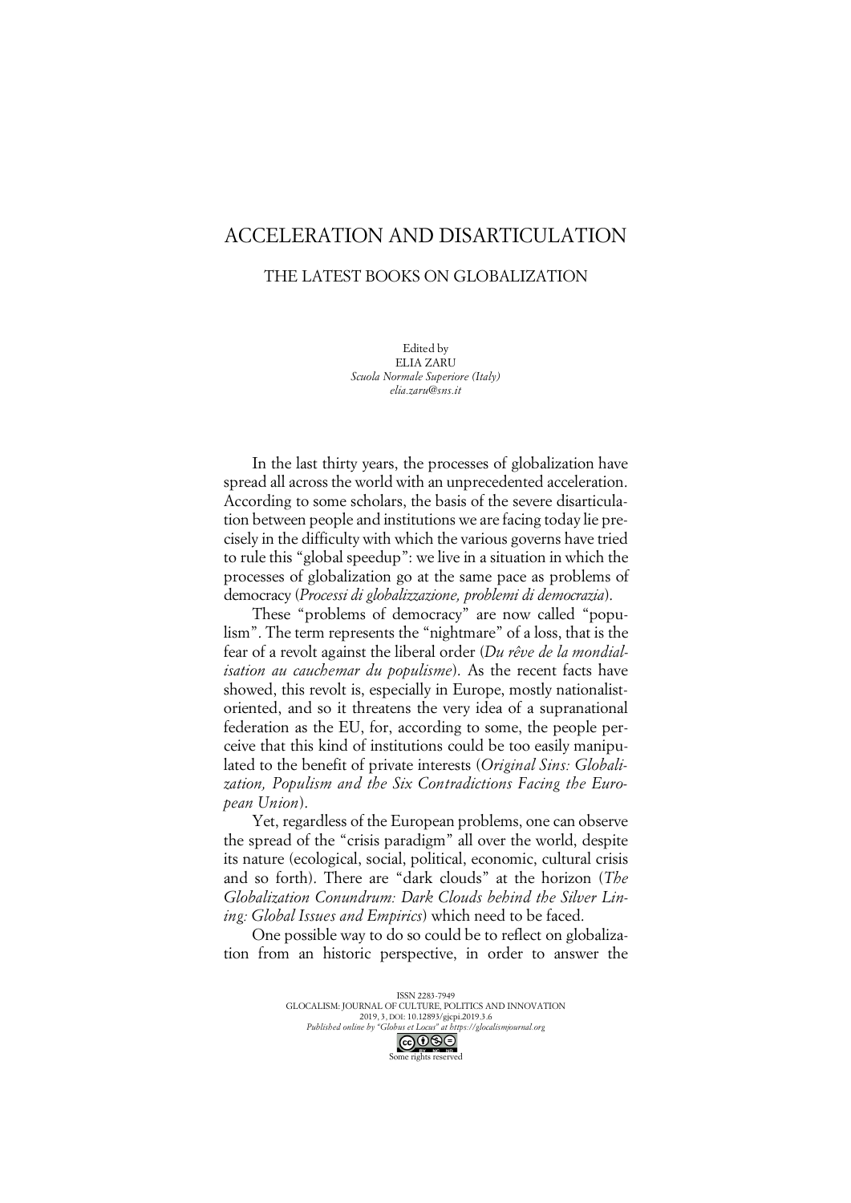# ACCELERATION AND DISARTICULATION

## THE LATEST BOOKS ON GLOBALIZATION

Edited by
ELIA ZARU
*Scuola Normale Superiore (Italy)*
*elia.zaru@sns.it*

In the last thirty years, the processes of globalization have spread all across the world with an unprecedented acceleration. According to some scholars, the basis of the severe disarticulation between people and institutions we are facing today lie precisely in the difficulty with which the various governs have tried to rule this "global speedup": we live in a situation in which the processes of globalization go at the same pace as problems of democracy (*Processi di globalizzazione, problemi di democrazia*).

These "problems of democracy" are now called "populism". The term represents the "nightmare" of a loss, that is the fear of a revolt against the liberal order (*Du rêve de la mondialisation au cauchemar du populisme*). As the recent facts have showed, this revolt is, especially in Europe, mostly nationalist-oriented, and so it threatens the very idea of a supranational federation as the EU, for, according to some, the people perceive that this kind of institutions could be too easily manipulated to the benefit of private interests (*Original Sins: Globalization, Populism and the Six Contradictions Facing the European Union*).

Yet, regardless of the European problems, one can observe the spread of the "crisis paradigm" all over the world, despite its nature (ecological, social, political, economic, cultural crisis and so forth). There are "dark clouds" at the horizon (*The Globalization Conundrum: Dark Clouds behind the Silver Lining: Global Issues and Empirics*) which need to be faced.

One possible way to do so could be to reflect on globalization from an historic perspective, in order to answer the

ISSN 2283-7949
GLOCALISM: JOURNAL OF CULTURE, POLITICS AND INNOVATION
2019, 3, DOI: 10.12893/gjcpi.2019.3.6
*Published online by "Globus et Locus" at https://glocalismjournal.org*
Some rights reserved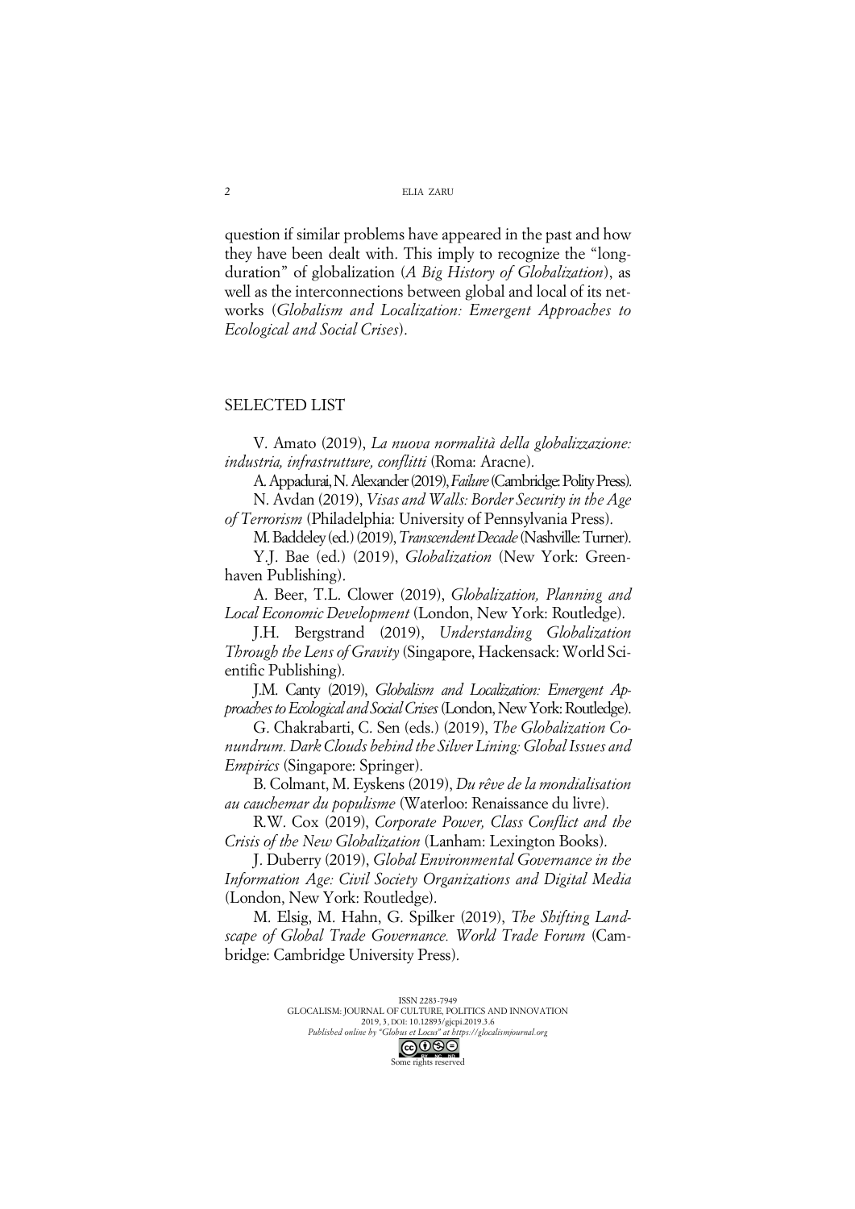question if similar problems have appeared in the past and how they have been dealt with. This imply to recognize the "long-duration" of globalization (*A Big History of Globalization*), as well as the interconnections between global and local of its networks (*Globalism and Localization: Emergent Approaches to Ecological and Social Crises*).

## SELECTED LIST

V. Amato (2019), *La nuova normalità della globalizzazione: industria, infrastrutture, conflitti* (Roma: Aracne).

A. Appadurai, N. Alexander (2019), *Failure* (Cambridge: Polity Press).

N. Avdan (2019), *Visas and Walls: Border Security in the Age of Terrorism* (Philadelphia: University of Pennsylvania Press).

M. Baddeley (ed.) (2019), *Transcendent Decade* (Nashville: Turner).

Y.J. Bae (ed.) (2019), *Globalization* (New York: Greenhaven Publishing).

A. Beer, T.L. Clower (2019), *Globalization, Planning and Local Economic Development* (London, New York: Routledge).

J.H. Bergstrand (2019), *Understanding Globalization Through the Lens of Gravity* (Singapore, Hackensack: World Scientific Publishing).

J.M. Canty (2019), *Globalism and Localization: Emergent Approaches to Ecological and Social Crises* (London, New York: Routledge).

G. Chakrabarti, C. Sen (eds.) (2019), *The Globalization Conundrum. Dark Clouds behind the Silver Lining: Global Issues and Empirics* (Singapore: Springer).

B. Colmant, M. Eyskens (2019), *Du rêve de la mondialisation au cauchemar du populisme* (Waterloo: Renaissance du livre).

R.W. Cox (2019), *Corporate Power, Class Conflict and the Crisis of the New Globalization* (Lanham: Lexington Books).

J. Duberry (2019), *Global Environmental Governance in the Information Age: Civil Society Organizations and Digital Media* (London, New York: Routledge).

M. Elsig, M. Hahn, G. Spilker (2019), *The Shifting Landscape of Global Trade Governance. World Trade Forum* (Cambridge: Cambridge University Press).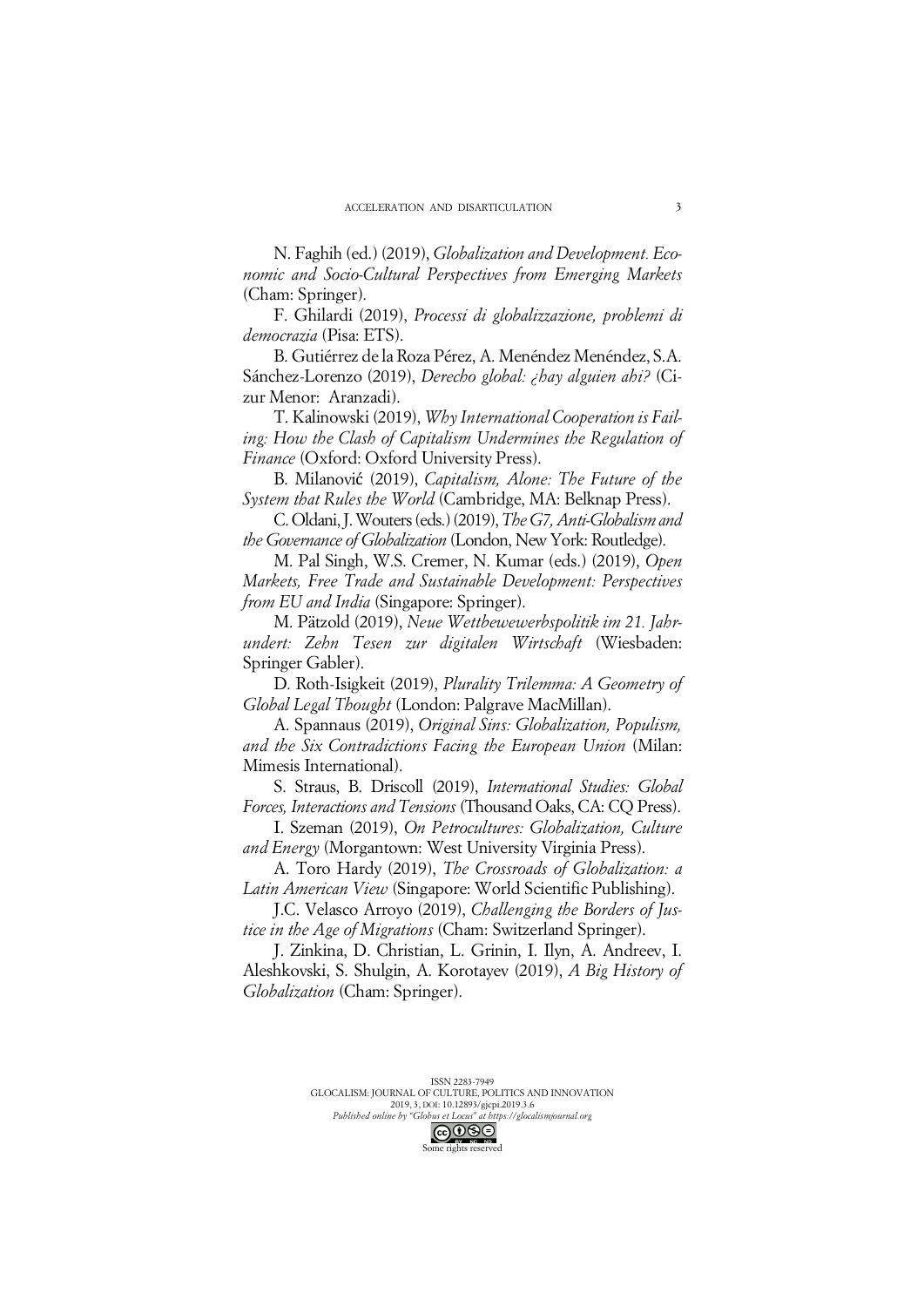N. Faghih (ed.) (2019), *Globalization and Development. Economic and Socio-Cultural Perspectives from Emerging Markets* (Cham: Springer).

F. Ghilardi (2019), *Processi di globalizzazione, problemi di democrazia* (Pisa: ETS).

B. Gutiérrez de la Roza Pérez, A. Menéndez Menéndez, S.A. Sánchez-Lorenzo (2019), *Derecho global: ¿hay alguien ahí?* (Cizur Menor: Aranzadi).

T. Kalinowski (2019), *Why International Cooperation is Failing: How the Clash of Capitalism Undermines the Regulation of Finance* (Oxford: Oxford University Press).

B. Milanović (2019), *Capitalism, Alone: The Future of the System that Rules the World* (Cambridge, MA: Belknap Press).

C. Oldani, J. Wouters (eds.) (2019), *The G7, Anti-Globalism and the Governance of Globalization* (London, New York: Routledge).

M. Pal Singh, W.S. Cremer, N. Kumar (eds.) (2019), *Open Markets, Free Trade and Sustainable Development: Perspectives from EU and India* (Singapore: Springer).

M. Pätzold (2019), *Neue Wettbewewerbspolitik im 21. Jahrundert: Zehn Tesen zur digitalen Wirtschaft* (Wiesbaden: Springer Gabler).

D. Roth-Isigkeit (2019), *Plurality Trilemma: A Geometry of Global Legal Thought* (London: Palgrave MacMillan).

A. Spannaus (2019), *Original Sins: Globalization, Populism, and the Six Contradictions Facing the European Union* (Milan: Mimesis International).

S. Straus, B. Driscoll (2019), *International Studies: Global Forces, Interactions and Tensions* (Thousand Oaks, CA: CQ Press).

I. Szeman (2019), *On Petrocultures: Globalization, Culture and Energy* (Morgantown: West University Virginia Press).

A. Toro Hardy (2019), *The Crossroads of Globalization: a Latin American View* (Singapore: World Scientific Publishing).

J.C. Velasco Arroyo (2019), *Challenging the Borders of Justice in the Age of Migrations* (Cham: Switzerland Springer).

J. Zinkina, D. Christian, L. Grinin, I. Ilyn, A. Andreev, I. Aleshkovski, S. Shulgin, A. Korotayev (2019), *A Big History of Globalization* (Cham: Springer).